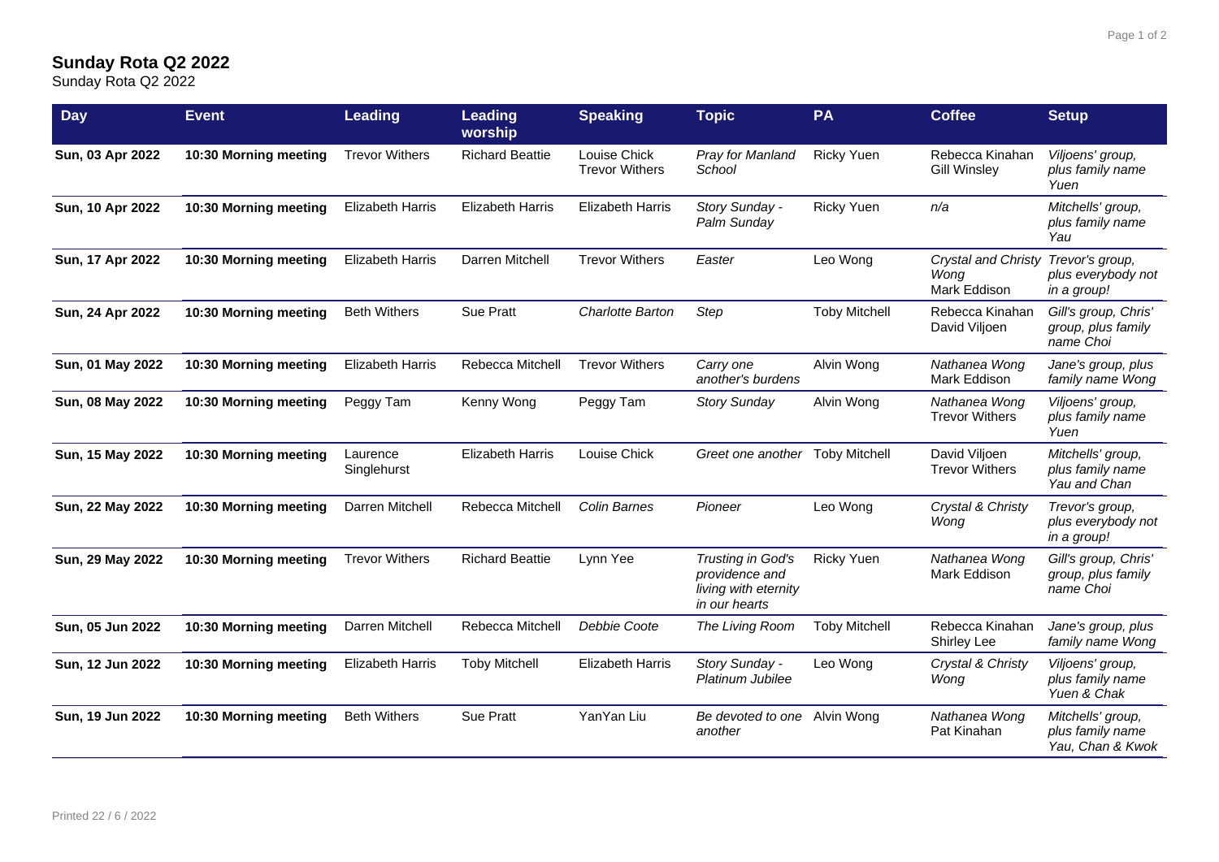# Sunday Rota Q2 2022

Sunday Rota Q2 2022

| Day | Event | Leading | Leading worship | Speaking | Topic | PA | Coffee | Setup |
|---|---|---|---|---|---|---|---|---|
| **Sun, 03 Apr 2022** | **10:30 Morning meeting** | Trevor Withers | Richard Beattie | Louise Chick<br>Trevor Withers | *Pray for Manland School* | Ricky Yuen | Rebecca Kinahan<br>Gill Winsley | *Viljoens' group, plus family name Yuen* |
| **Sun, 10 Apr 2022** | **10:30 Morning meeting** | Elizabeth Harris | Elizabeth Harris | Elizabeth Harris | *Story Sunday - Palm Sunday* | Ricky Yuen | *n/a* | *Mitchells' group, plus family name Yau* |
| **Sun, 17 Apr 2022** | **10:30 Morning meeting** | Elizabeth Harris | Darren Mitchell | Trevor Withers | *Easter* | Leo Wong | *Crystal and Christy Wong*<br>Mark Eddison | *Trevor's group, plus everybody not in a group!* |
| **Sun, 24 Apr 2022** | **10:30 Morning meeting** | Beth Withers | Sue Pratt | *Charlotte Barton* | *Step* | Toby Mitchell | Rebecca Kinahan<br>David Viljoen | *Gill's group, Chris' group, plus family name Choi* |
| **Sun, 01 May 2022** | **10:30 Morning meeting** | Elizabeth Harris | Rebecca Mitchell | Trevor Withers | *Carry one another's burdens* | Alvin Wong | *Nathanea Wong*<br>Mark Eddison | *Jane's group, plus family name Wong* |
| **Sun, 08 May 2022** | **10:30 Morning meeting** | Peggy Tam | Kenny Wong | Peggy Tam | *Story Sunday* | Alvin Wong | *Nathanea Wong*<br>Trevor Withers | *Viljoens' group, plus family name Yuen* |
| **Sun, 15 May 2022** | **10:30 Morning meeting** | Laurence Singlehurst | Elizabeth Harris | Louise Chick | *Greet one another* | Toby Mitchell | David Viljoen<br>Trevor Withers | *Mitchells' group, plus family name Yau and Chan* |
| **Sun, 22 May 2022** | **10:30 Morning meeting** | Darren Mitchell | Rebecca Mitchell | *Colin Barnes* | *Pioneer* | Leo Wong | *Crystal & Christy Wong* | *Trevor's group, plus everybody not in a group!* |
| **Sun, 29 May 2022** | **10:30 Morning meeting** | Trevor Withers | Richard Beattie | Lynn Yee | *Trusting in God's providence and living with eternity in our hearts* | Ricky Yuen | *Nathanea Wong*<br>Mark Eddison | *Gill's group, Chris' group, plus family name Choi* |
| **Sun, 05 Jun 2022** | **10:30 Morning meeting** | Darren Mitchell | Rebecca Mitchell | *Debbie Coote* | *The Living Room* | Toby Mitchell | Rebecca Kinahan<br>Shirley Lee | *Jane's group, plus family name Wong* |
| **Sun, 12 Jun 2022** | **10:30 Morning meeting** | Elizabeth Harris | Toby Mitchell | Elizabeth Harris | *Story Sunday - Platinum Jubilee* | Leo Wong | *Crystal & Christy Wong* | *Viljoens' group, plus family name Yuen & Chak* |
| **Sun, 19 Jun 2022** | **10:30 Morning meeting** | Beth Withers | Sue Pratt | YanYan Liu | *Be devoted to one another* | Alvin Wong | *Nathanea Wong*<br>Pat Kinahan | *Mitchells' group, plus family name Yau, Chan & Kwok* |

Printed 22 / 6 / 2022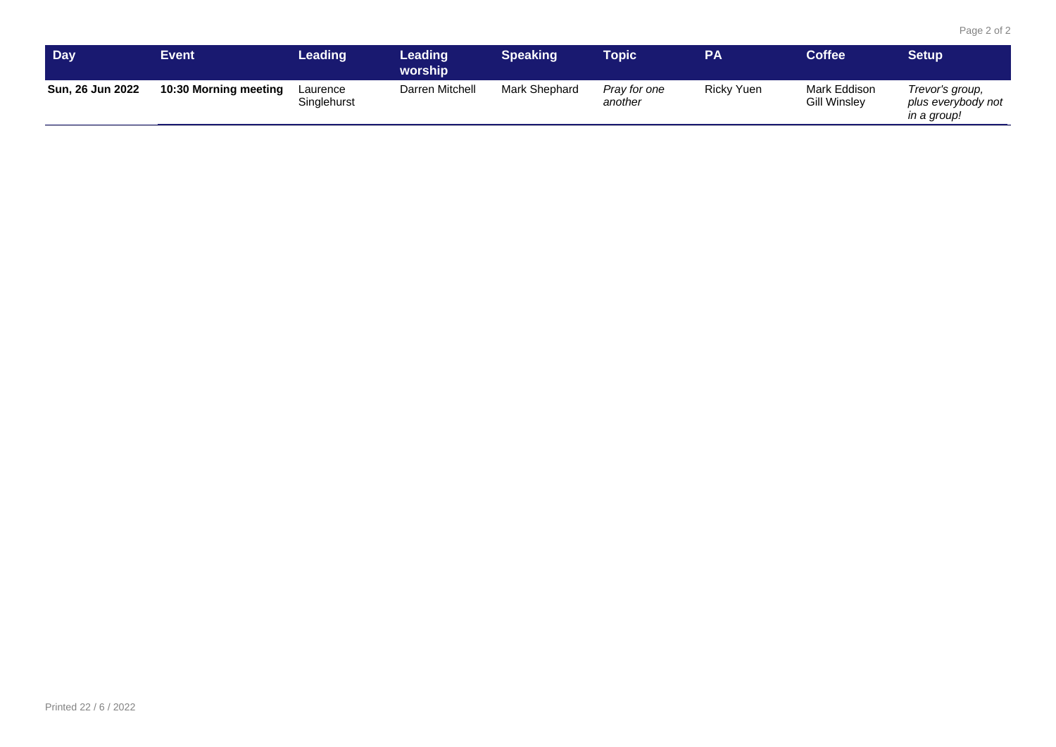| Day | Event | Leading | Leading worship | Speaking | Topic | PA | Coffee | Setup |
|---|---|---|---|---|---|---|---|---|
| **Sun, 26 Jun 2022** | **10:30 Morning meeting** | Laurence Singlehurst | Darren Mitchell | Mark Shephard | *Pray for one another* | Ricky Yuen | Mark Eddison Gill Winsley | *Trevor's group, plus everybody not in a group!* |

Printed 22 / 6 / 2022